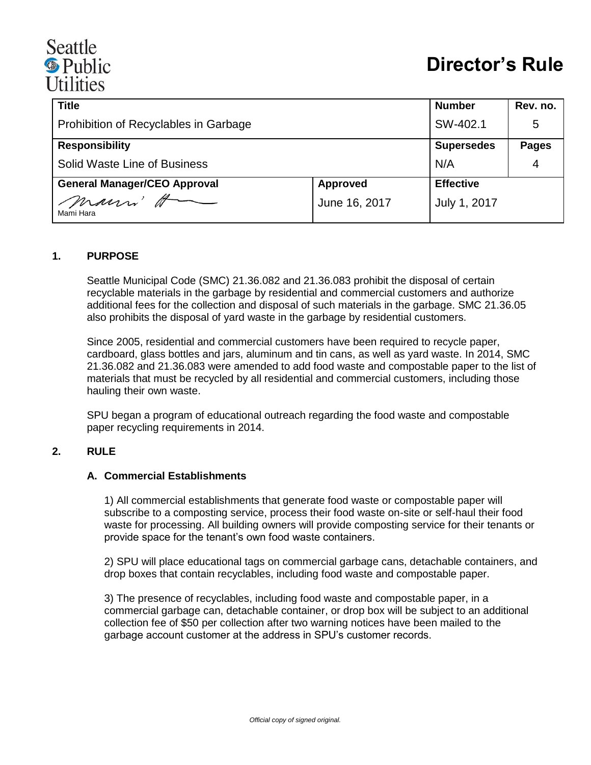Seattle Public Utilities

# Director's Rule

| Title | | Number | Rev. no. |
|---|---|---|---|
| Prohibition of Recyclables in Garbage | | SW-402.1 | 5 |
| **Responsibility** | | **Supersedes** | **Pages** |
| Solid Waste Line of Business | | N/A | 4 |
| **General Manager/CEO Approval** | **Approved** | **Effective** | |
| Mami Hara | June 16, 2017 | July 1, 2017 | |

## 1. PURPOSE

Seattle Municipal Code (SMC) 21.36.082 and 21.36.083 prohibit the disposal of certain recyclable materials in the garbage by residential and commercial customers and authorize additional fees for the collection and disposal of such materials in the garbage. SMC 21.36.05 also prohibits the disposal of yard waste in the garbage by residential customers.

Since 2005, residential and commercial customers have been required to recycle paper, cardboard, glass bottles and jars, aluminum and tin cans, as well as yard waste. In 2014, SMC 21.36.082 and 21.36.083 were amended to add food waste and compostable paper to the list of materials that must be recycled by all residential and commercial customers, including those hauling their own waste.

SPU began a program of educational outreach regarding the food waste and compostable paper recycling requirements in 2014.

## 2. RULE

### A. Commercial Establishments

1) All commercial establishments that generate food waste or compostable paper will subscribe to a composting service, process their food waste on-site or self-haul their food waste for processing. All building owners will provide composting service for their tenants or provide space for the tenant's own food waste containers.

2) SPU will place educational tags on commercial garbage cans, detachable containers, and drop boxes that contain recyclables, including food waste and compostable paper.

3) The presence of recyclables, including food waste and compostable paper, in a commercial garbage can, detachable container, or drop box will be subject to an additional collection fee of $50 per collection after two warning notices have been mailed to the garbage account customer at the address in SPU's customer records.

*Official copy of signed original.*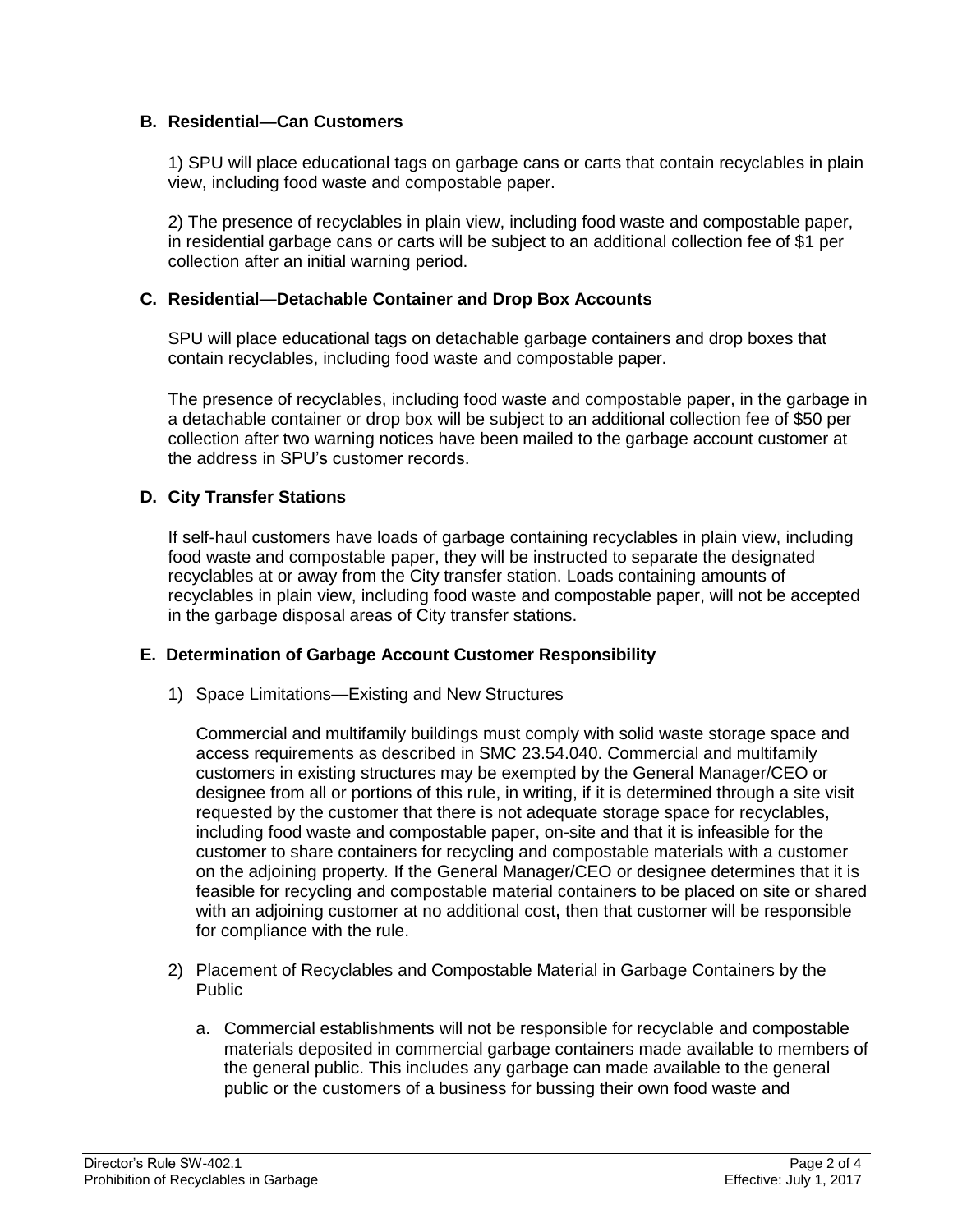### B. Residential—Can Customers

1) SPU will place educational tags on garbage cans or carts that contain recyclables in plain view, including food waste and compostable paper.

2) The presence of recyclables in plain view, including food waste and compostable paper, in residential garbage cans or carts will be subject to an additional collection fee of $1 per collection after an initial warning period.

### C. Residential—Detachable Container and Drop Box Accounts

SPU will place educational tags on detachable garbage containers and drop boxes that contain recyclables, including food waste and compostable paper.

The presence of recyclables, including food waste and compostable paper, in the garbage in a detachable container or drop box will be subject to an additional collection fee of $50 per collection after two warning notices have been mailed to the garbage account customer at the address in SPU's customer records.

### D. City Transfer Stations

If self-haul customers have loads of garbage containing recyclables in plain view, including food waste and compostable paper, they will be instructed to separate the designated recyclables at or away from the City transfer station. Loads containing amounts of recyclables in plain view, including food waste and compostable paper, will not be accepted in the garbage disposal areas of City transfer stations.

### E. Determination of Garbage Account Customer Responsibility

1) Space Limitations—Existing and New Structures

   Commercial and multifamily buildings must comply with solid waste storage space and access requirements as described in SMC 23.54.040. Commercial and multifamily customers in existing structures may be exempted by the General Manager/CEO or designee from all or portions of this rule, in writing, if it is determined through a site visit requested by the customer that there is not adequate storage space for recyclables, including food waste and compostable paper, on-site and that it is infeasible for the customer to share containers for recycling and compostable materials with a customer on the adjoining property. If the General Manager/CEO or designee determines that it is feasible for recycling and compostable material containers to be placed on site or shared with an adjoining customer at no additional cost**,** then that customer will be responsible for compliance with the rule.

2) Placement of Recyclables and Compostable Material in Garbage Containers by the Public

   a. Commercial establishments will not be responsible for recyclable and compostable materials deposited in commercial garbage containers made available to members of the general public. This includes any garbage can made available to the general public or the customers of a business for bussing their own food waste and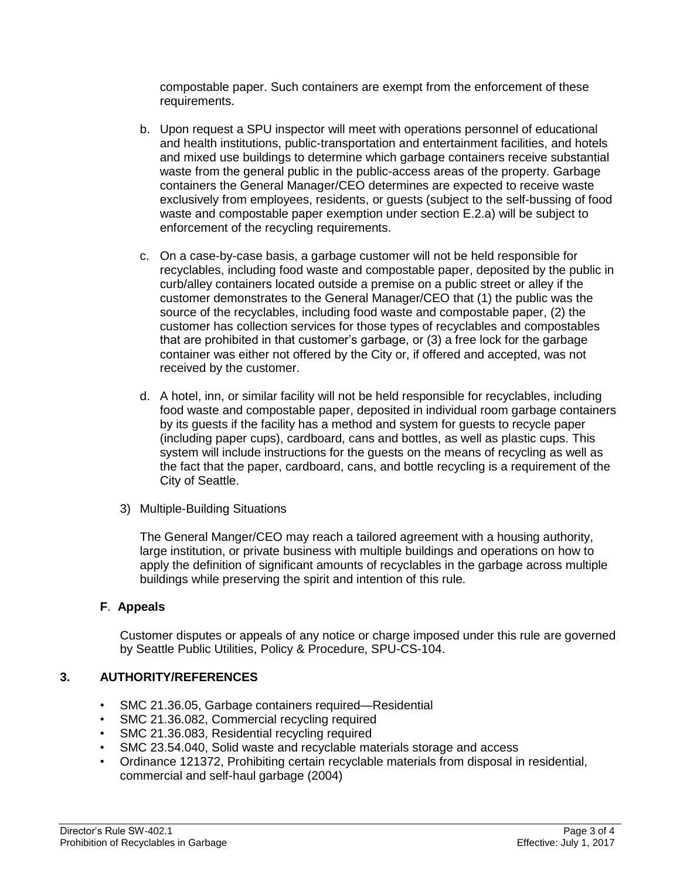compostable paper. Such containers are exempt from the enforcement of these requirements.

b. Upon request a SPU inspector will meet with operations personnel of educational and health institutions, public-transportation and entertainment facilities, and hotels and mixed use buildings to determine which garbage containers receive substantial waste from the general public in the public-access areas of the property. Garbage containers the General Manager/CEO determines are expected to receive waste exclusively from employees, residents, or guests (subject to the self-bussing of food waste and compostable paper exemption under section E.2.a) will be subject to enforcement of the recycling requirements.

c. On a case-by-case basis, a garbage customer will not be held responsible for recyclables, including food waste and compostable paper, deposited by the public in curb/alley containers located outside a premise on a public street or alley if the customer demonstrates to the General Manager/CEO that (1) the public was the source of the recyclables, including food waste and compostable paper, (2) the customer has collection services for those types of recyclables and compostables that are prohibited in that customer's garbage, or (3) a free lock for the garbage container was either not offered by the City or, if offered and accepted, was not received by the customer.

d. A hotel, inn, or similar facility will not be held responsible for recyclables, including food waste and compostable paper, deposited in individual room garbage containers by its guests if the facility has a method and system for guests to recycle paper (including paper cups), cardboard, cans and bottles, as well as plastic cups. This system will include instructions for the guests on the means of recycling as well as the fact that the paper, cardboard, cans, and bottle recycling is a requirement of the City of Seattle.

3) Multiple-Building Situations

The General Manger/CEO may reach a tailored agreement with a housing authority, large institution, or private business with multiple buildings and operations on how to apply the definition of significant amounts of recyclables in the garbage across multiple buildings while preserving the spirit and intention of this rule.

**F**. **Appeals**

Customer disputes or appeals of any notice or charge imposed under this rule are governed by Seattle Public Utilities, Policy & Procedure, SPU-CS-104.

## 3. AUTHORITY/REFERENCES

- SMC 21.36.05, Garbage containers required—Residential
- SMC 21.36.082, Commercial recycling required
- SMC 21.36.083, Residential recycling required
- SMC 23.54.040, Solid waste and recyclable materials storage and access
- Ordinance 121372, Prohibiting certain recyclable materials from disposal in residential, commercial and self-haul garbage (2004)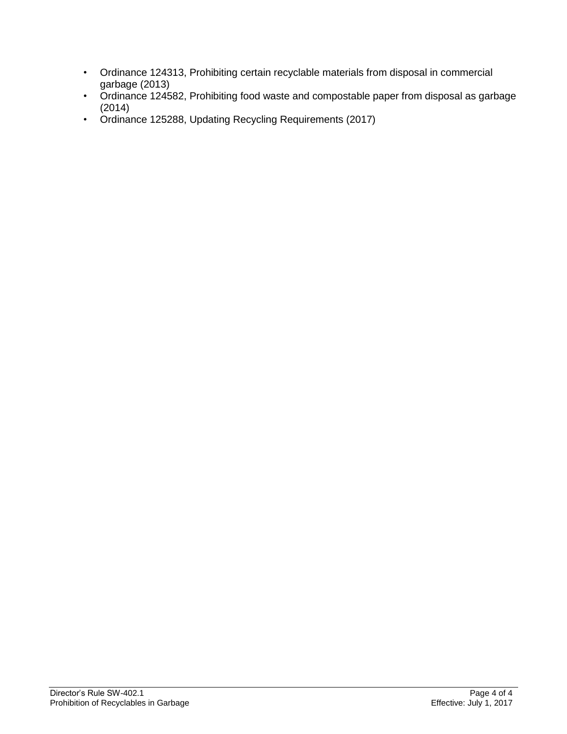- Ordinance 124313, Prohibiting certain recyclable materials from disposal in commercial garbage (2013)
- Ordinance 124582, Prohibiting food waste and compostable paper from disposal as garbage (2014)
- Ordinance 125288, Updating Recycling Requirements (2017)